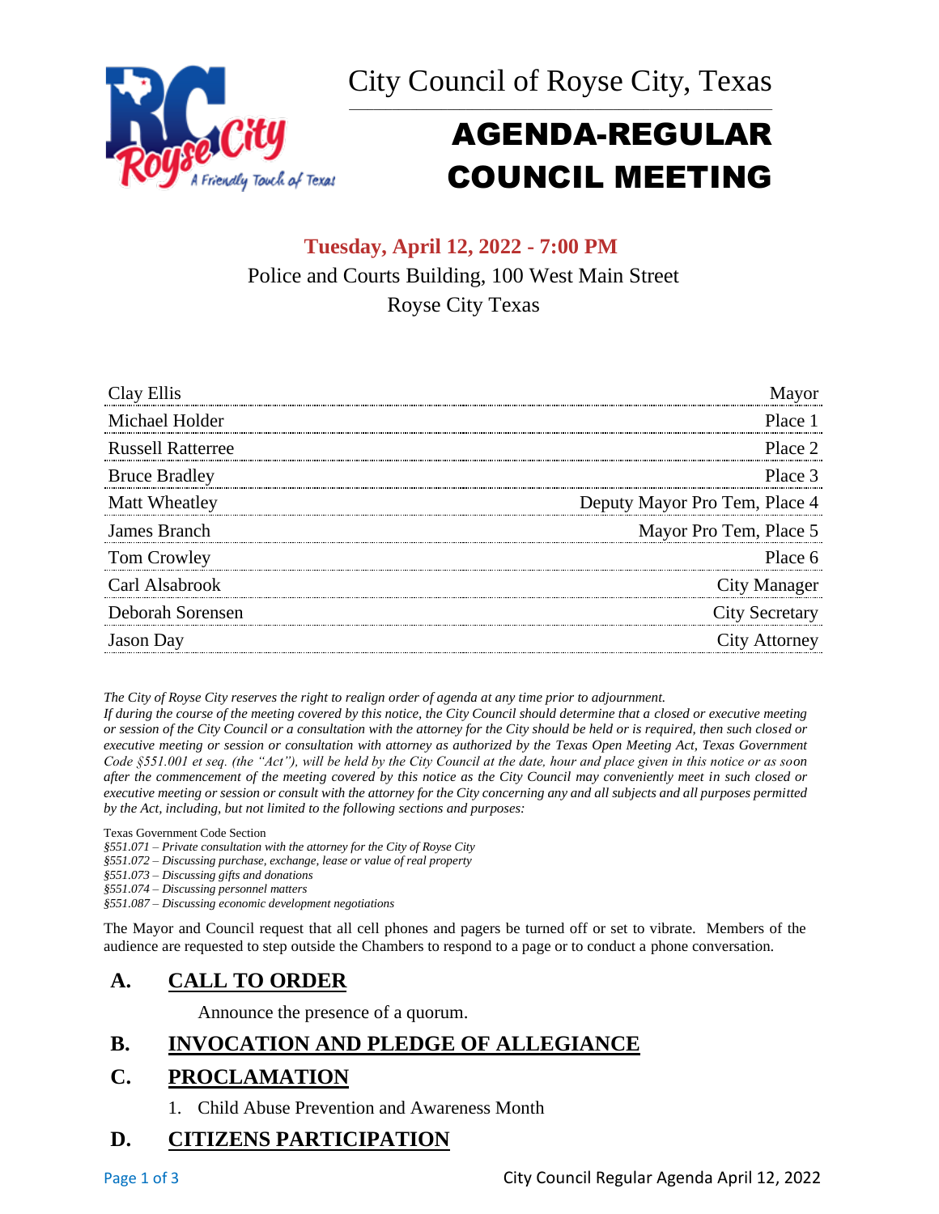City Council of Royse City, Texas

# AGENDA-REGULAR COUNCIL MEETING

**Tuesday, April 12, 2022 - 7:00 PM**

Police and Courts Building, 100 West Main Street

Royse City Texas

| | |
|---|---|
| Clay Ellis | Mayor |
| Michael Holder | Place 1 |
| Russell Ratterree | Place 2 |
| Bruce Bradley | Place 3 |
| Matt Wheatley | Deputy Mayor Pro Tem, Place 4 |
| James Branch | Mayor Pro Tem, Place 5 |
| Tom Crowley | Place 6 |
| Carl Alsabrook | City Manager |
| Deborah Sorensen | City Secretary |
| Jason Day | City Attorney |

*The City of Royse City reserves the right to realign order of agenda at any time prior to adjournment.*

*If during the course of the meeting covered by this notice, the City Council should determine that a closed or executive meeting or session of the City Council or a consultation with the attorney for the City should be held or is required, then such closed or executive meeting or session or consultation with attorney as authorized by the Texas Open Meeting Act, Texas Government Code §551.001 et seq. (the "Act"), will be held by the City Council at the date, hour and place given in this notice or as soon after the commencement of the meeting covered by this notice as the City Council may conveniently meet in such closed or executive meeting or session or consult with the attorney for the City concerning any and all subjects and all purposes permitted by the Act, including, but not limited to the following sections and purposes:*

Texas Government Code Section

*§551.071 – Private consultation with the attorney for the City of Royse City*
*§551.072 – Discussing purchase, exchange, lease or value of real property*
*§551.073 – Discussing gifts and donations*
*§551.074 – Discussing personnel matters*
*§551.087 – Discussing economic development negotiations*

The Mayor and Council request that all cell phones and pagers be turned off or set to vibrate. Members of the audience are requested to step outside the Chambers to respond to a page or to conduct a phone conversation.

## A. CALL TO ORDER

Announce the presence of a quorum.

## B. INVOCATION AND PLEDGE OF ALLEGIANCE

## C. PROCLAMATION

1. Child Abuse Prevention and Awareness Month

## D. CITIZENS PARTICIPATION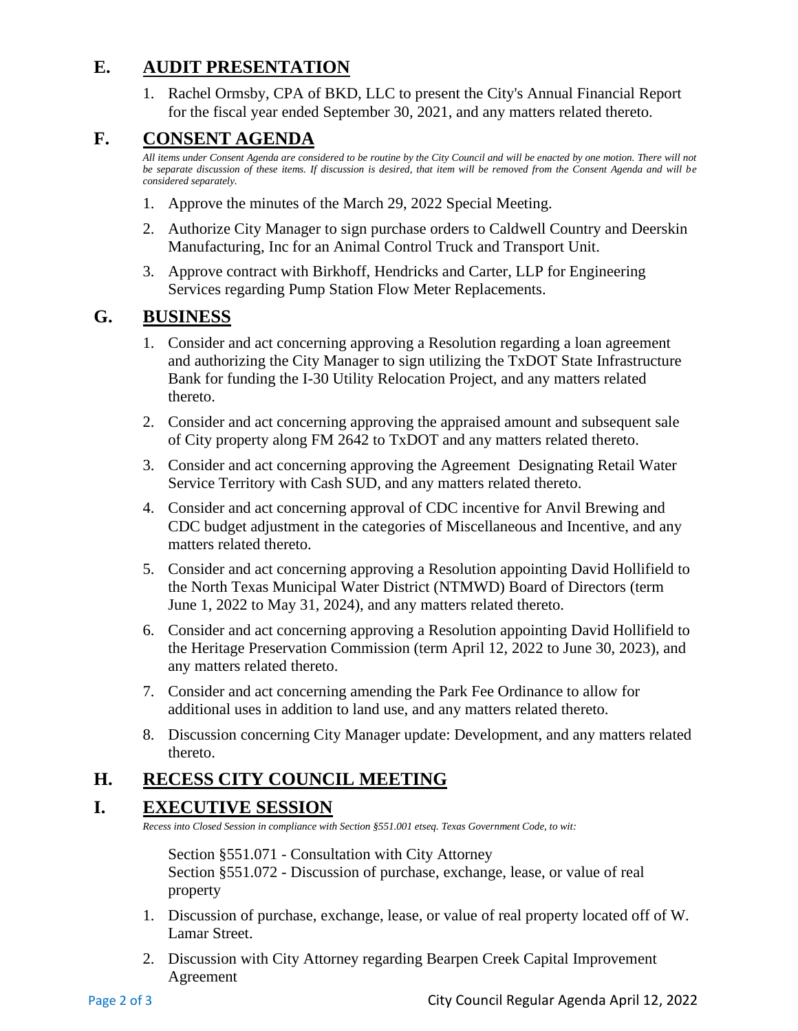## E. AUDIT PRESENTATION

1. Rachel Ormsby, CPA of BKD, LLC to present the City's Annual Financial Report for the fiscal year ended September 30, 2021, and any matters related thereto.

## F. CONSENT AGENDA

*All items under Consent Agenda are considered to be routine by the City Council and will be enacted by one motion. There will not be separate discussion of these items. If discussion is desired, that item will be removed from the Consent Agenda and will be considered separately.*

1. Approve the minutes of the March 29, 2022 Special Meeting.
2. Authorize City Manager to sign purchase orders to Caldwell Country and Deerskin Manufacturing, Inc for an Animal Control Truck and Transport Unit.
3. Approve contract with Birkhoff, Hendricks and Carter, LLP for Engineering Services regarding Pump Station Flow Meter Replacements.

## G. BUSINESS

1. Consider and act concerning approving a Resolution regarding a loan agreement and authorizing the City Manager to sign utilizing the TxDOT State Infrastructure Bank for funding the I-30 Utility Relocation Project, and any matters related thereto.
2. Consider and act concerning approving the appraised amount and subsequent sale of City property along FM 2642 to TxDOT and any matters related thereto.
3. Consider and act concerning approving the Agreement Designating Retail Water Service Territory with Cash SUD, and any matters related thereto.
4. Consider and act concerning approval of CDC incentive for Anvil Brewing and CDC budget adjustment in the categories of Miscellaneous and Incentive, and any matters related thereto.
5. Consider and act concerning approving a Resolution appointing David Hollifield to the North Texas Municipal Water District (NTMWD) Board of Directors (term June 1, 2022 to May 31, 2024), and any matters related thereto.
6. Consider and act concerning approving a Resolution appointing David Hollifield to the Heritage Preservation Commission (term April 12, 2022 to June 30, 2023), and any matters related thereto.
7. Consider and act concerning amending the Park Fee Ordinance to allow for additional uses in addition to land use, and any matters related thereto.
8. Discussion concerning City Manager update: Development, and any matters related thereto.

## H. RECESS CITY COUNCIL MEETING

## I. EXECUTIVE SESSION

*Recess into Closed Session in compliance with Section §551.001 etseq. Texas Government Code, to wit:*

Section §551.071 - Consultation with City Attorney
Section §551.072 - Discussion of purchase, exchange, lease, or value of real property

1. Discussion of purchase, exchange, lease, or value of real property located off of W. Lamar Street.
2. Discussion with City Attorney regarding Bearpen Creek Capital Improvement Agreement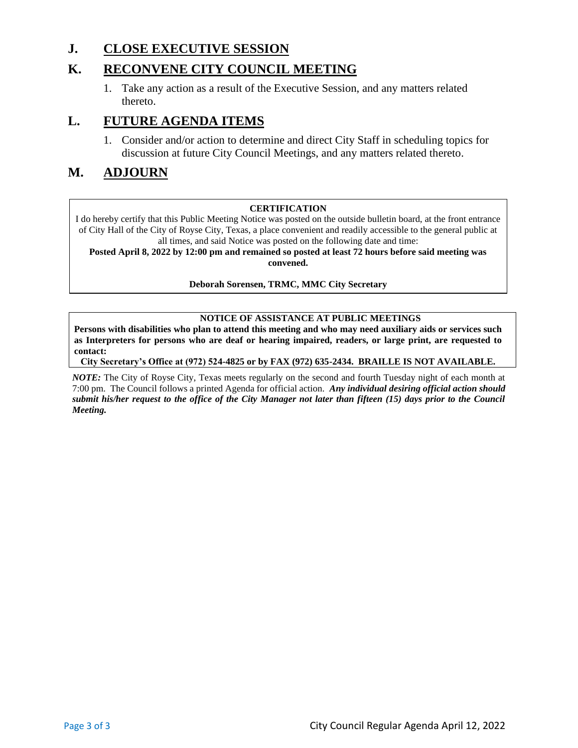## J. CLOSE EXECUTIVE SESSION

## K. RECONVENE CITY COUNCIL MEETING

1. Take any action as a result of the Executive Session, and any matters related thereto.

## L. FUTURE AGENDA ITEMS

1. Consider and/or action to determine and direct City Staff in scheduling topics for discussion at future City Council Meetings, and any matters related thereto.

## M. ADJOURN

**CERTIFICATION**

I do hereby certify that this Public Meeting Notice was posted on the outside bulletin board, at the front entrance of City Hall of the City of Royse City, Texas, a place convenient and readily accessible to the general public at all times, and said Notice was posted on the following date and time:

**Posted April 8, 2022 by 12:00 pm and remained so posted at least 72 hours before said meeting was convened.**

**Deborah Sorensen, TRMC, MMC City Secretary**

**NOTICE OF ASSISTANCE AT PUBLIC MEETINGS**

**Persons with disabilities who plan to attend this meeting and who may need auxiliary aids or services such as Interpreters for persons who are deaf or hearing impaired, readers, or large print, are requested to contact:**

**City Secretary's Office at (972) 524-4825 or by FAX (972) 635-2434. BRAILLE IS NOT AVAILABLE.**

***NOTE:*** The City of Royse City, Texas meets regularly on the second and fourth Tuesday night of each month at 7:00 pm. The Council follows a printed Agenda for official action. ***Any individual desiring official action should submit his/her request to the office of the City Manager not later than fifteen (15) days prior to the Council Meeting.***